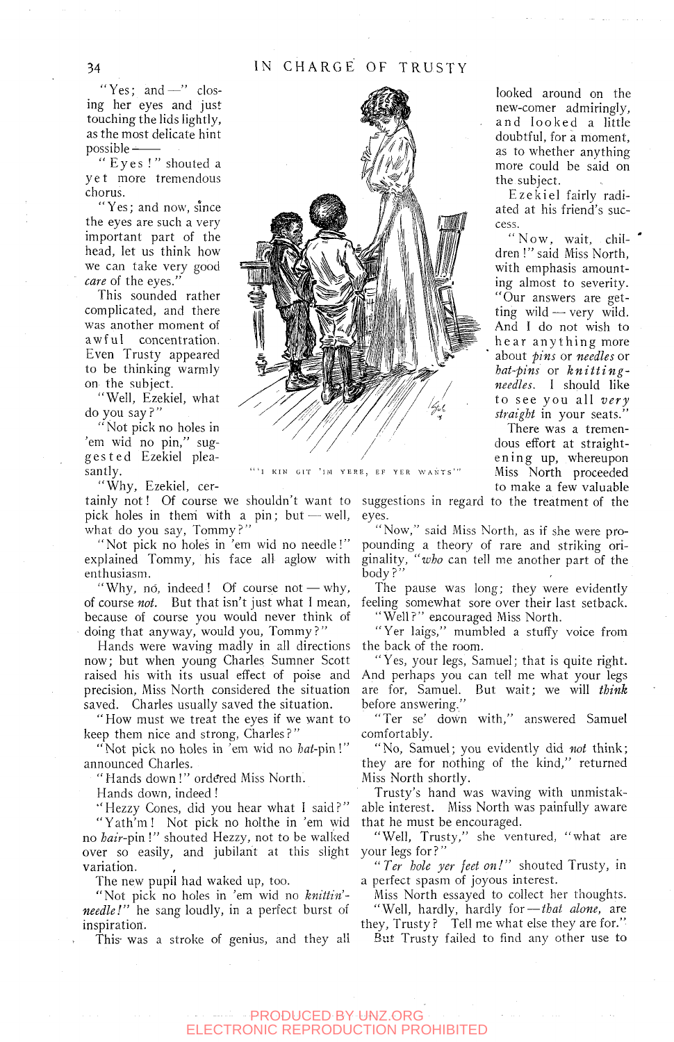"Yes; and—" closing her eyes and just touching the lids lightly, as the most delicate hint possible——

"Eyes!" shouted a yet more tremendous chorus.

"Yes; and now, since the eyes are such a very important part of the head, let us think how we can take very good *care* of the eyes."

This sounded rather complicated, and there was another moment of awful concentration. Even Trusty appeared to be thinking warmly on the subject.

"Well, Ezekiel, what do you say?"

"Not pick no holes in 'em wid no pin," suggested Ezekiel pleasantly.

"Why, Ezekiel, certainly not! Of course we shouldn't want to pick holes in them with a pin; but—well, what do you say, Tommy?"

"Not pick no holes in 'em wid no needle!" explained Tommy, his face all aglow with enthusiasm.

"Why, no, indeed! Of course not—why, of course *not*. But that isn't just what I mean, because of course you would never think of doing that anyway, would you, Tommy?"

Hands were waving madly in all directions now; but when young Charles Sumner Scott raised his with its usual effect of poise and precision, Miss North considered the situation saved. Charles usually saved the situation.

"How must we treat the eyes if we want to keep them nice and strong, Charles?"

"Not pick no holes in 'em wid no *hat*-pin!" announced Charles.

"Hands down!" ordered Miss North.

Hands down, indeed!

"Hezzy Cones, did you hear what I said?"

"Yath'm! Not pick no holthe in 'em wid no *hair*-pin!" shouted Hezzy, not to be walked over so easily, and jubilant at this slight variation.

The new pupil had waked up, too.

"Not pick no holes in 'em wid no *knittin'-needle!*" he sang loudly, in a perfect burst of inspiration.

This was a stroke of genius, and they all looked around on the new-comer admiringly, and looked a little doubtful, for a moment, as to whether anything more could be said on the subject.

Ezekiel fairly radiated at his friend's success.

"Now, wait, children!" said Miss North, with emphasis amounting almost to severity. "Our answers are getting wild—very wild. And I do not wish to hear anything more about *pins* or *needles* or *hat-pins* or *knitting-needles*. I should like to see you all *very straight* in your seats."

There was a tremendous effort at straightening up, whereupon Miss North proceeded to make a few valuable suggestions in regard to the treatment of the eyes.

"'I KIN GIT 'IM YERE, EF YER WANTS'"

"Now," said Miss North, as if she were propounding a theory of rare and striking originality, "*who* can tell me another part of the body?"

The pause was long; they were evidently feeling somewhat sore over their last setback.

"Well?" encouraged Miss North.

"Yer laigs," mumbled a stuffy voice from the back of the room.

"Yes, your legs, Samuel; that is quite right. And perhaps you can tell me what your legs are for, Samuel. But wait; we will *think* before answering."

"Ter se' down with," answered Samuel comfortably.

"No, Samuel; you evidently did *not* think; they are for nothing of the kind," returned Miss North shortly.

Trusty's hand was waving with unmistakable interest. Miss North was painfully aware that he must be encouraged.

"Well, Trusty," she ventured, "what are your legs for?"

"*Ter hole yer feet on!*" shouted Trusty, in a perfect spasm of joyous interest.

Miss North essayed to collect her thoughts.

"Well, hardly, hardly for—*that alone*, are they, Trusty? Tell me what else they are for."

But Trusty failed to find any other use to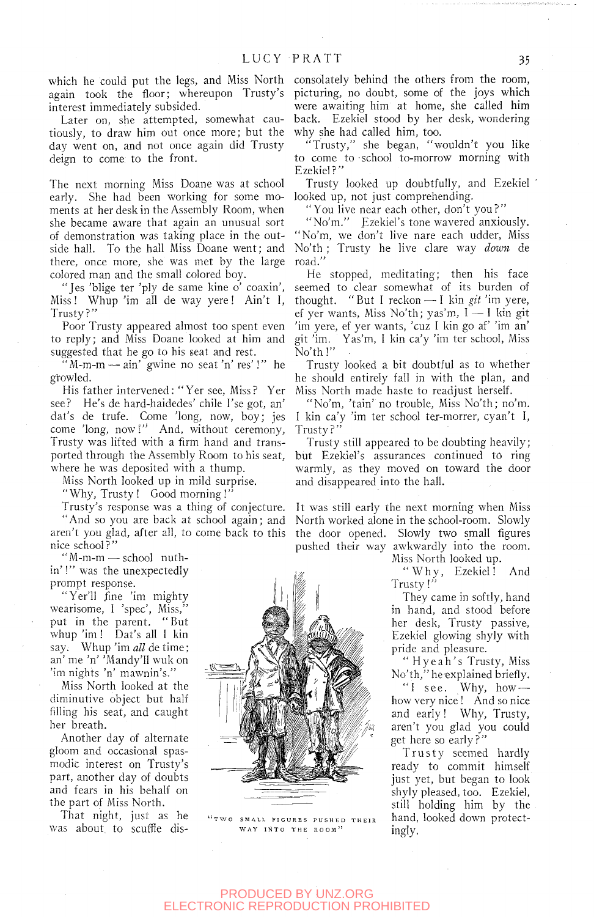which he could put the legs, and Miss North again took the floor; whereupon Trusty's interest immediately subsided.

Later on, she attempted, somewhat cautiously, to draw him out once more; but the day went on, and not once again did Trusty deign to come to the front.

The next morning Miss Doane was at school early. She had been working for some moments at her desk in the Assembly Room, when she became aware that again an unusual sort of demonstration was taking place in the outside hall. To the hall Miss Doane went; and there, once more, she was met by the large colored man and the small colored boy.

"Jes 'blige ter 'ply de same kine o' coaxin', Miss! Whup 'im all de way yere! Ain't I, Trusty?"

Poor Trusty appeared almost too spent even to reply; and Miss Doane looked at him and suggested that he go to his seat and rest.

"M-m-m — ain' gwine no seat 'n' res'!" he growled.

His father intervened: "Yer see, Miss? Yer see? He's de hard-haidedes' chile I'se got, an' dat's de trufe. Come 'long, now, boy; jes come 'long, now!" And, without ceremony, Trusty was lifted with a firm hand and transported through the Assembly Room to his seat, where he was deposited with a thump.

Miss North looked up in mild surprise.

"Why, Trusty! Good morning!"

Trusty's response was a thing of conjecture.

"And so you are back at school again; and aren't you glad, after all, to come back to this nice school?"

"M-m-m — school nuthin'!" was the unexpectedly prompt response.

"Yer'll fine 'im mighty wearisome, I 'spec', Miss," put in the parent. "But whup 'im! Dat's all I kin say. Whup 'im *all* de time; an' me 'n' 'Mandy'll wuk on 'im nights 'n' mawnin's."

Miss North looked at the diminutive object but half filling his seat, and caught her breath.

Another day of alternate gloom and occasional spasmodic interest on Trusty's part, another day of doubts and fears in his behalf on the part of Miss North.

That night, just as he was about to scuffle disconsolately behind the others from the room, picturing, no doubt, some of the joys which were awaiting him at home, she called him back. Ezekiel stood by her desk, wondering why she had called him, too.

"Trusty," she began, "wouldn't you like to come to school to-morrow morning with Ezekiel?"

Trusty looked up doubtfully, and Ezekiel looked up, not just comprehending.

"You live near each other, don't you?"

"No'm." Ezekiel's tone wavered anxiously. "No'm, we don't live nare each udder, Miss No'th; Trusty he live clare way *down* de road."

He stopped, meditating; then his face seemed to clear somewhat of its burden of thought. "But I reckon — I kin *git* 'im yere, ef yer wants, Miss No'th; yas'm, I — I kin git 'im yere, ef yer wants, 'cuz I kin go af' 'im an' git 'im. Yas'm, I kin ca'y 'im ter school, Miss No'th!"

Trusty looked a bit doubtful as to whether he should entirely fall in with the plan, and Miss North made haste to readjust herself.

"No'm, 'tain' no trouble, Miss No'th; no'm. I kin ca'y 'im ter school ter-morrer, cyan't I, Trusty?"

Trusty still appeared to be doubting heavily; but Ezekiel's assurances continued to ring warmly, as they moved on toward the door and disappeared into the hall.

It was still early the next morning when Miss North worked alone in the school-room. Slowly the door opened. Slowly two small figures pushed their way awkwardly into the room. Miss North looked up.

"Why, Ezekiel! And Trusty!"

They came in softly, hand in hand, and stood before her desk, Trusty passive, Ezekiel glowing shyly with pride and pleasure.

"Hyeah's Trusty, Miss No'th," he explained briefly.

"I see. Why, how — how very nice! And so nice and early! Why, Trusty, aren't you glad you could get here so early?"

Trusty seemed hardly ready to commit himself just yet, but began to look shyly pleased, too. Ezekiel, still holding him by the hand, looked down protectingly.

"TWO SMALL FIGURES PUSHED THEIR WAY INTO THE ROOM"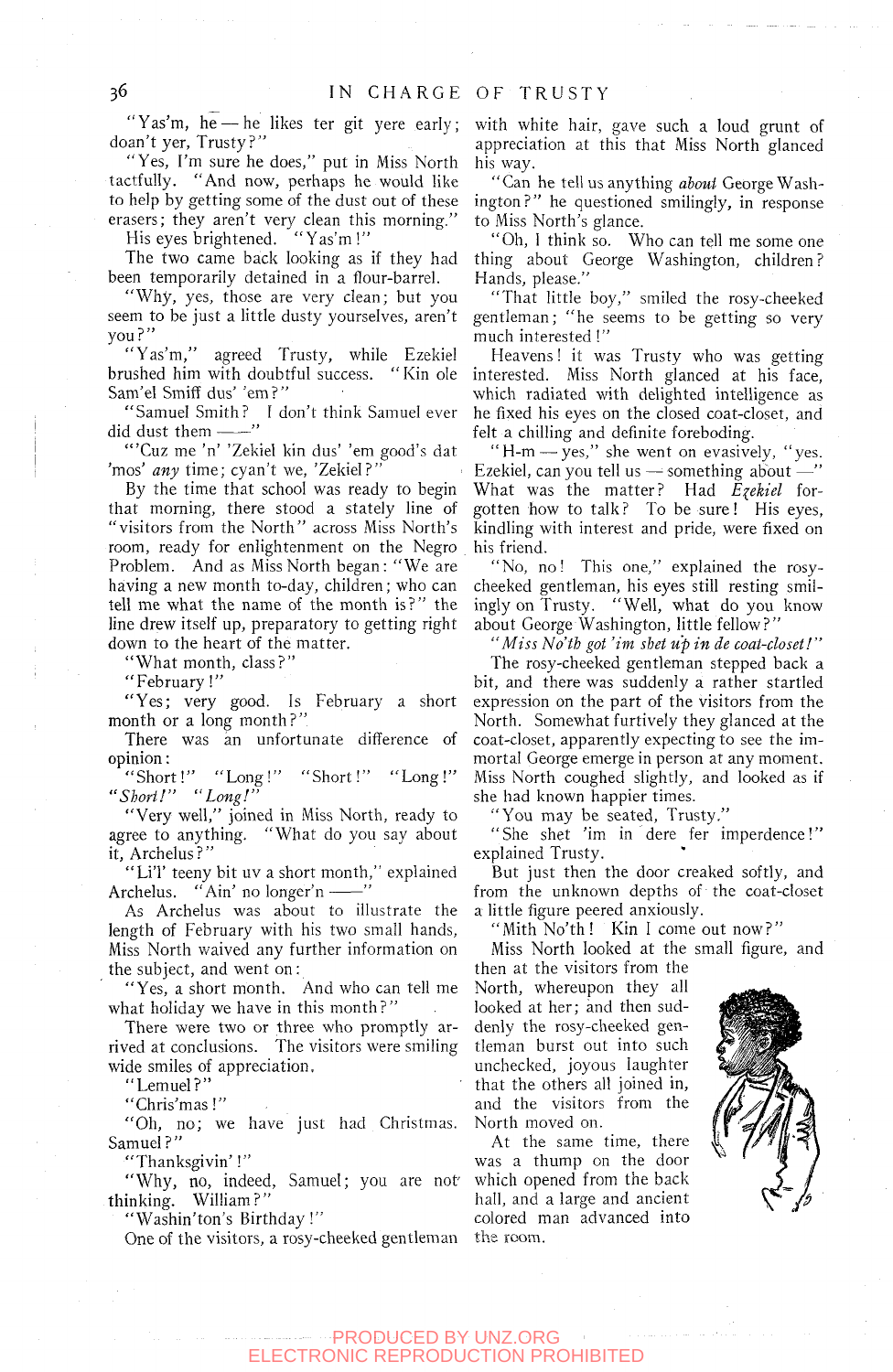"Yas'm, he — he likes ter git yere early; doan't yer, Trusty?"

"Yes, I'm sure he does," put in Miss North tactfully. "And now, perhaps he would like to help by getting some of the dust out of these erasers; they aren't very clean this morning."

His eyes brightened. "Yas'm!"

The two came back looking as if they had been temporarily detained in a flour-barrel.

"Why, yes, those are very clean; but you seem to be just a little dusty yourselves, aren't you?"

"Yas'm," agreed Trusty, while Ezekiel brushed him with doubtful success. "Kin ole Sam'el Smiff dus' 'em?"

"Samuel Smith? I don't think Samuel ever did dust them ——"

"'Cuz me 'n' 'Zekiel kin dus' 'em good's dat 'mos' *any* time; cyan't we, 'Zekiel?"

By the time that school was ready to begin that morning, there stood a stately line of "visitors from the North" across Miss North's room, ready for enlightenment on the Negro Problem. And as Miss North began: "We are having a new month to-day, children; who can tell me what the name of the month is?" the line drew itself up, preparatory to getting right down to the heart of the matter.

"What month, class?"

"February!"

"Yes; very good. Is February a short month or a long month?"

There was an unfortunate difference of opinion:

"Short!" "Long!" "Short!" "Long!" "*Short!*" "*Long!*"

"Very well," joined in Miss North, ready to agree to anything. "What do you say about it, Archelus?"

"Li'l' teeny bit uv a short month," explained Archelus. "Ain' no longer'n ——"

As Archelus was about to illustrate the length of February with his two small hands, Miss North waived any further information on the subject, and went on:

"Yes, a short month. And who can tell me what holiday we have in this month?"

There were two or three who promptly arrived at conclusions. The visitors were smiling wide smiles of appreciation.

"Lemuel?"

"Chris'mas!"

"Oh, no; we have just had Christmas. Samuel?"

"Thanksgivin'!"

"Why, no, indeed, Samuel; you are not thinking. William?"

"Washin'ton's Birthday!"

One of the visitors, a rosy-cheeked gentleman with white hair, gave such a loud grunt of appreciation at this that Miss North glanced his way.

"Can he tell us anything *about* George Washington?" he questioned smilingly, in response to Miss North's glance.

"Oh, I think so. Who can tell me some one thing about George Washington, children? Hands, please."

"That little boy," smiled the rosy-cheeked gentleman; "he seems to be getting so very much interested!"

Heavens! it was Trusty who was getting interested. Miss North glanced at his face, which radiated with delighted intelligence as he fixed his eyes on the closed coat-closet, and felt a chilling and definite foreboding.

"H-m — yes," she went on evasively, "yes. Ezekiel, can you tell us — something about —" What was the matter? Had *Ezekiel* forgotten how to talk? To be sure! His eyes, kindling with interest and pride, were fixed on his friend.

"No, no! This one," explained the rosy-cheeked gentleman, his eyes still resting smilingly on Trusty. "Well, what do you know about George Washington, little fellow?"

"*Miss No'th got 'im shet up in de coat-closet!*"

The rosy-cheeked gentleman stepped back a bit, and there was suddenly a rather startled expression on the part of the visitors from the North. Somewhat furtively they glanced at the coat-closet, apparently expecting to see the immortal George emerge in person at any moment. Miss North coughed slightly, and looked as if she had known happier times.

"You may be seated, Trusty."

"She shet 'im in dere fer imperdence!" explained Trusty.

But just then the door creaked softly, and from the unknown depths of the coat-closet a little figure peered anxiously.

"Mith No'th! Kin I come out now?"

Miss North looked at the small figure, and then at the visitors from the North, whereupon they all looked at her; and then suddenly the rosy-cheeked gentleman burst out into such unchecked, joyous laughter that the others all joined in, and the visitors from the North moved on.

At the same time, there was a thump on the door which opened from the back hall, and a large and ancient colored man advanced into the room.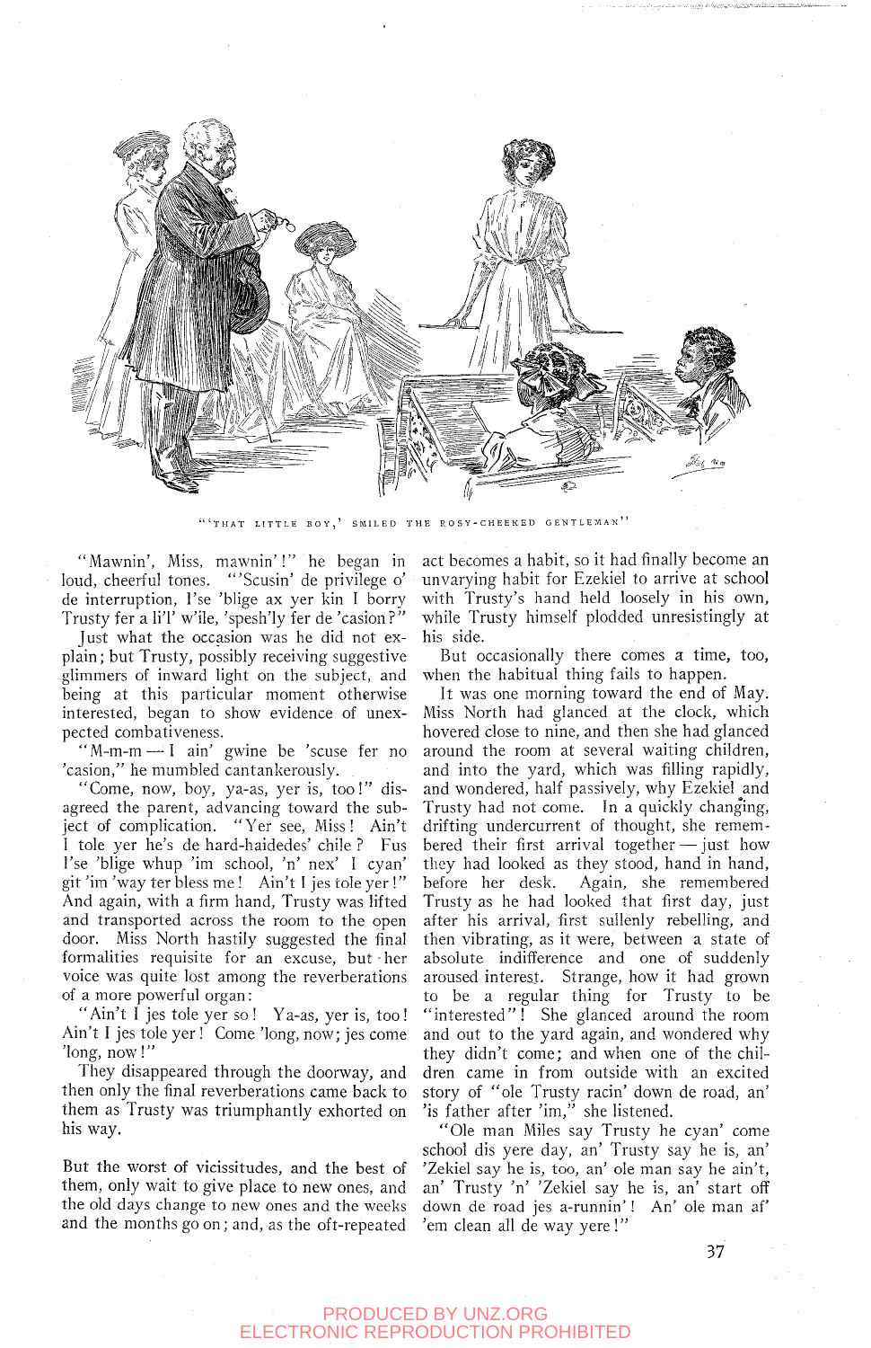"'THAT LITTLE BOY,' SMILED THE ROSY-CHEEKED GENTLEMAN"

"Mawnin', Miss, mawnin'!" he began in loud, cheerful tones. "'Scusin' de privilege o' de interruption, I'se 'blige ax yer kin I borry Trusty fer a li'l' w'ile, 'spesh'ly fer de 'casion?"

Just what the occasion was he did not explain; but Trusty, possibly receiving suggestive glimmers of inward light on the subject, and being at this particular moment otherwise interested, began to show evidence of unexpected combativeness.

"M-m-m — I ain' gwine be 'scuse fer no 'casion," he mumbled cantankerously.

"Come, now, boy, ya-as, yer is, too!" disagreed the parent, advancing toward the subject of complication. "Yer see, Miss! Ain't I tole yer he's de hard-haidedes' chile? Fus I'se 'blige whup 'im school, 'n' nex' I cyan' git 'im 'way ter bless me! Ain't I jes tole yer!" And again, with a firm hand, Trusty was lifted and transported across the room to the open door. Miss North hastily suggested the final formalities requisite for an excuse, but her voice was quite lost among the reverberations of a more powerful organ:

"Ain't I jes tole yer so! Ya-as, yer is, too! Ain't I jes tole yer! Come 'long, now; jes come 'long, now!"

They disappeared through the doorway, and then only the final reverberations came back to them as Trusty was triumphantly exhorted on his way.

But the worst of vicissitudes, and the best of them, only wait to give place to new ones, and the old days change to new ones and the weeks and the months go on; and, as the oft-repeated act becomes a habit, so it had finally become an unvarying habit for Ezekiel to arrive at school with Trusty's hand held loosely in his own, while Trusty himself plodded unresistingly at his side.

But occasionally there comes a time, too, when the habitual thing fails to happen.

It was one morning toward the end of May. Miss North had glanced at the clock, which hovered close to nine, and then she had glanced around the room at several waiting children, and into the yard, which was filling rapidly, and wondered, half passively, why Ezekiel and Trusty had not come. In a quickly changing, drifting undercurrent of thought, she remembered their first arrival together — just how they had looked as they stood, hand in hand, before her desk. Again, she remembered Trusty as he had looked that first day, just after his arrival, first sullenly rebelling, and then vibrating, as it were, between a state of absolute indifference and one of suddenly aroused interest. Strange, how it had grown to be a regular thing for Trusty to be "interested"! She glanced around the room and out to the yard again, and wondered why they didn't come; and when one of the children came in from outside with an excited story of "ole Trusty racin' down de road, an' 'is father after 'im," she listened.

"Ole man Miles say Trusty he cyan' come school dis yere day, an' Trusty say he is, an' 'Zekiel say he is, too, an' ole man say he ain't, an' Trusty 'n' 'Zekiel say he is, an' start off down de road jes a-runnin'! An' ole man af' 'em clean all de way yere!"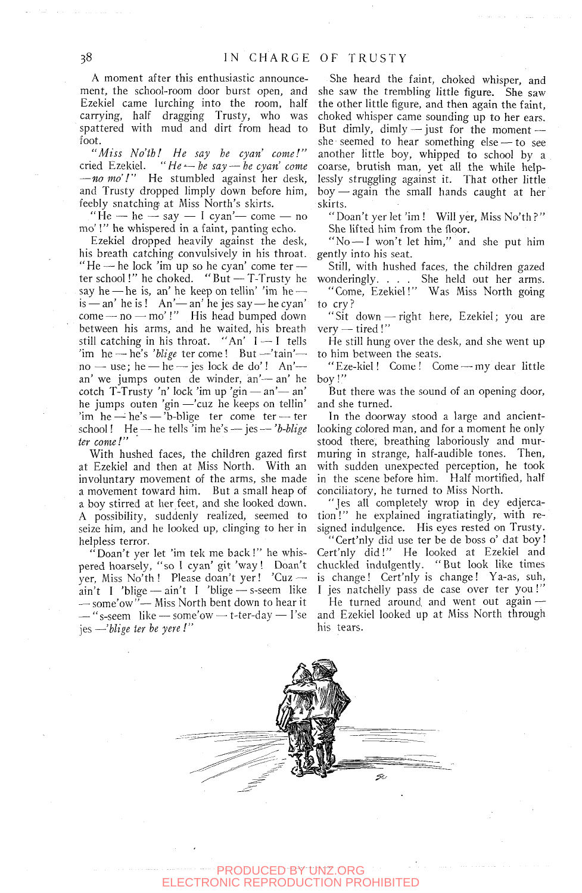A moment after this enthusiastic announcement, the school-room door burst open, and Ezekiel came lurching into the room, half carrying, half dragging Trusty, who was spattered with mud and dirt from head to foot.

*"Miss No'th! He say he cyan' come!"* cried Ezekiel. *"He — he say — he cyan' come — no mo'!"* He stumbled against her desk, and Trusty dropped limply down before him, feebly snatching at Miss North's skirts.

"He — he — say — I cyan'— come — no mo'!" he whispered in a faint, panting echo.

Ezekiel dropped heavily against the desk, his breath catching convulsively in his throat. "He — he lock 'im up so he cyan' come ter — ter school!" he choked. "But — T-Trusty he say he — he is, an' he keep on tellin' 'im he — is — an' he is! An'— an' he jes say — he cyan' come — no — mo'!" His head bumped down between his arms, and he waited, his breath still catching in his throat. "An' I — I tells 'im he — he's *'blige* ter come! But —'tain'— no — use; he — he — jes lock de do'! An'— an' we jumps outen de winder, an'— an' he cotch T-Trusty 'n' lock 'im up 'gin — an'— an' he jumps outen 'gin —'cuz he keeps on tellin' 'im he — he's — 'b-blige ter come ter — ter school! He — he tells 'im he's — jes — *'b-blige ter come!"*

With hushed faces, the children gazed first at Ezekiel and then at Miss North. With an involuntary movement of the arms, she made a movement toward him. But a small heap of a boy stirred at her feet, and she looked down. A possibility, suddenly realized, seemed to seize him, and he looked up, clinging to her in helpless terror.

"Doan't yer let 'im tek me back!" he whispered hoarsely, "so I cyan' git 'way! Doan't yer, Miss No'th! Please doan't yer! 'Cuz — ain't I 'blige — ain't I 'blige — s-seem like — some'ow"— Miss North bent down to hear it — "s-seem like — some'ow — t-ter-day — I'se jes —*'blige ter be yere!"*

She heard the faint, choked whisper, and she saw the trembling little figure. She saw the other little figure, and then again the faint, choked whisper came sounding up to her ears. But dimly, dimly — just for the moment — she seemed to hear something else — to see another little boy, whipped to school by a coarse, brutish man, yet all the while helplessly struggling against it. That other little boy — again the small hands caught at her skirts.

"Doan't yer let 'im! Will yer, Miss No'th?"

She lifted him from the floor.

"No — I won't let him," and she put him gently into his seat.

Still, with hushed faces, the children gazed wonderingly. . . . She held out her arms.

"Come, Ezekiel!" Was Miss North going to cry?

"Sit down — right here, Ezekiel; you are very — tired!"

He still hung over the desk, and she went up to him between the seats.

"Eze-kiel! Come! Come — my dear little boy!"

But there was the sound of an opening door, and she turned.

In the doorway stood a large and ancient-looking colored man, and for a moment he only stood there, breathing laboriously and murmuring in strange, half-audible tones. Then, with sudden unexpected perception, he took in the scene before him. Half mortified, half conciliatory, he turned to Miss North.

"Jes all completely wrop in dey edjercation!" he explained ingratiatingly, with resigned indulgence. His eyes rested on Trusty.

"Cert'nly did use ter be de boss o' dat boy! Cert'nly did!" He looked at Ezekiel and chuckled indulgently. "But look like times is change! Cert'nly is change! Ya-as, suh, I jes natchelly pass de case over ter you!"

He turned around, and went out again — and Ezekiel looked up at Miss North through his tears.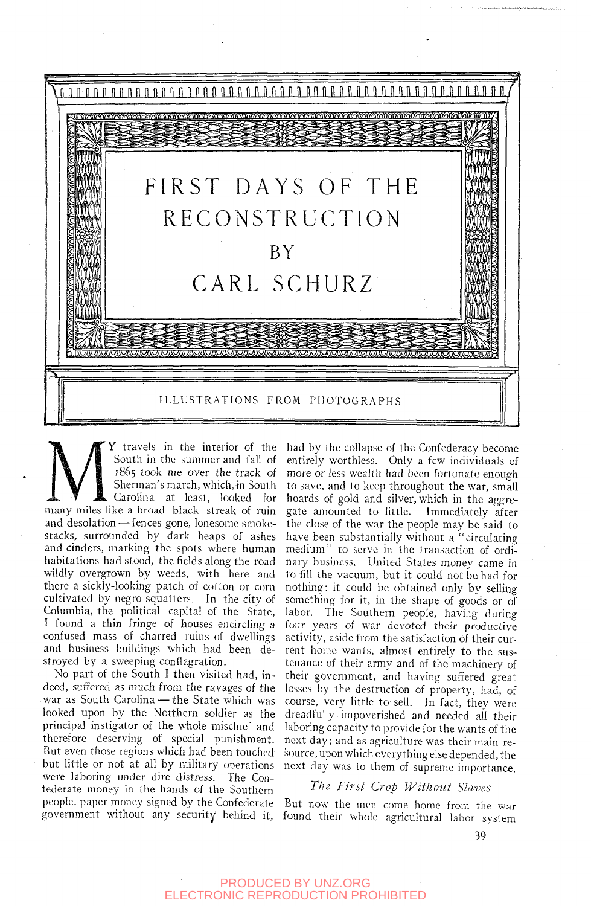# FIRST DAYS OF THE RECONSTRUCTION

## BY CARL SCHURZ

ILLUSTRATIONS FROM PHOTOGRAPHS

MY travels in the interior of the South in the summer and fall of 1865 took me over the track of Sherman's march, which, in South Carolina at least, looked for many miles like a broad black streak of ruin and desolation — fences gone, lonesome smoke-stacks, surrounded by dark heaps of ashes and cinders, marking the spots where human habitations had stood, the fields along the road wildly overgrown by weeds, with here and there a sickly-looking patch of cotton or corn cultivated by negro squatters. In the city of Columbia, the political capital of the State, I found a thin fringe of houses encircling a confused mass of charred ruins of dwellings and business buildings which had been destroyed by a sweeping conflagration.

No part of the South I then visited had, indeed, suffered as much from the ravages of the war as South Carolina — the State which was looked upon by the Northern soldier as the principal instigator of the whole mischief and therefore deserving of special punishment. But even those regions which had been touched but little or not at all by military operations were laboring under dire distress. The Confederate money in the hands of the Southern people, paper money signed by the Confederate government without any security behind it, had by the collapse of the Confederacy become entirely worthless. Only a few individuals of more or less wealth had been fortunate enough to save, and to keep throughout the war, small hoards of gold and silver, which in the aggregate amounted to little. Immediately after the close of the war the people may be said to have been substantially without a "circulating medium" to serve in the transaction of ordinary business. United States money came in to fill the vacuum, but it could not be had for nothing: it could be obtained only by selling something for it, in the shape of goods or of labor. The Southern people, having during four years of war devoted their productive activity, aside from the satisfaction of their current home wants, almost entirely to the sustenance of their army and of the machinery of their government, and having suffered great losses by the destruction of property, had, of course, very little to sell. In fact, they were dreadfully impoverished and needed all their laboring capacity to provide for the wants of the next day; and as agriculture was their main resource, upon which everything else depended, the next day was to them of supreme importance.

### *The First Crop Without Slaves*

But now the men come home from the war found their whole agricultural labor system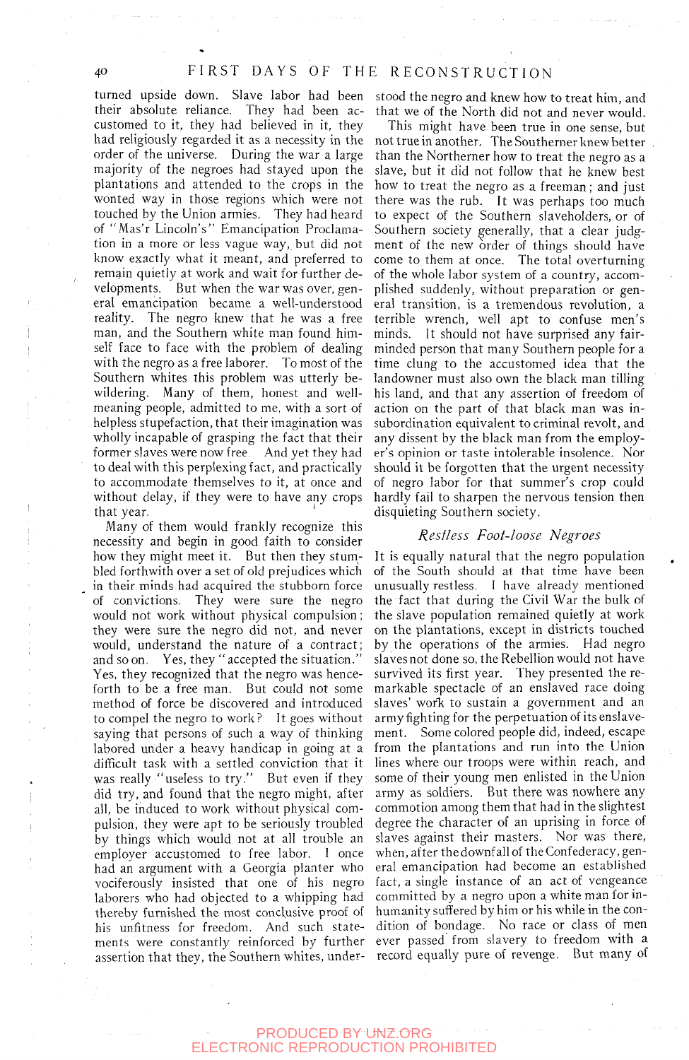turned upside down. Slave labor had been their absolute reliance. They had been accustomed to it, they had believed in it, they had religiously regarded it as a necessity in the order of the universe. During the war a large majority of the negroes had stayed upon the plantations and attended to the crops in the wonted way in those regions which were not touched by the Union armies. They had heard of "Mas'r Lincoln's" Emancipation Proclamation in a more or less vague way, but did not know exactly what it meant, and preferred to remain quietly at work and wait for further developments. But when the war was over, general emancipation became a well-understood reality. The negro knew that he was a free man, and the Southern white man found himself face to face with the problem of dealing with the negro as a free laborer. To most of the Southern whites this problem was utterly bewildering. Many of them, honest and well-meaning people, admitted to me, with a sort of helpless stupefaction, that their imagination was wholly incapable of grasping the fact that their former slaves were now free. And yet they had to deal with this perplexing fact, and practically to accommodate themselves to it, at once and without delay, if they were to have any crops that year.

Many of them would frankly recognize this necessity and begin in good faith to consider how they might meet it. But then they stumbled forthwith over a set of old prejudices which in their minds had acquired the stubborn force of convictions. They were sure the negro would not work without physical compulsion; they were sure the negro did not, and never would, understand the nature of a contract; and so on. Yes, they "accepted the situation." Yes, they recognized that the negro was henceforth to be a free man. But could not some method of force be discovered and introduced to compel the negro to work? It goes without saying that persons of such a way of thinking labored under a heavy handicap in going at a difficult task with a settled conviction that it was really "useless to try." But even if they did try, and found that the negro might, after all, be induced to work without physical compulsion, they were apt to be seriously troubled by things which would not at all trouble an employer accustomed to free labor. I once had an argument with a Georgia planter who vociferously insisted that one of his negro laborers who had objected to a whipping had thereby furnished the most conclusive proof of his unfitness for freedom. And such statements were constantly reinforced by further assertion that they, the Southern whites, understood the negro and knew how to treat him, and that we of the North did not and never would.

This might have been true in one sense, but not true in another. The Southerner knew better than the Northerner how to treat the negro as a slave, but it did not follow that he knew best how to treat the negro as a freeman; and just there was the rub. It was perhaps too much to expect of the Southern slaveholders, or of Southern society generally, that a clear judgment of the new order of things should have come to them at once. The total overturning of the whole labor system of a country, accomplished suddenly, without preparation or general transition, is a tremendous revolution, a terrible wrench, well apt to confuse men's minds. It should not have surprised any fair-minded person that many Southern people for a time clung to the accustomed idea that the landowner must also own the black man tilling his land, and that any assertion of freedom of action on the part of that black man was insubordination equivalent to criminal revolt, and any dissent by the black man from the employer's opinion or taste intolerable insolence. Nor should it be forgotten that the urgent necessity of negro labor for that summer's crop could hardly fail to sharpen the nervous tension then disquieting Southern society.

### *Restless Foot-loose Negroes*

It is equally natural that the negro population of the South should at that time have been unusually restless. I have already mentioned the fact that during the Civil War the bulk of the slave population remained quietly at work on the plantations, except in districts touched by the operations of the armies. Had negro slaves not done so, the Rebellion would not have survived its first year. They presented the remarkable spectacle of an enslaved race doing slaves' work to sustain a government and an army fighting for the perpetuation of its enslavement. Some colored people did, indeed, escape from the plantations and run into the Union lines where our troops were within reach, and some of their young men enlisted in the Union army as soldiers. But there was nowhere any commotion among them that had in the slightest degree the character of an uprising in force of slaves against their masters. Nor was there, when, after the downfall of the Confederacy, general emancipation had become an established fact, a single instance of an act of vengeance committed by a negro upon a white man for inhumanity suffered by him or his while in the condition of bondage. No race or class of men ever passed from slavery to freedom with a record equally pure of revenge. But many of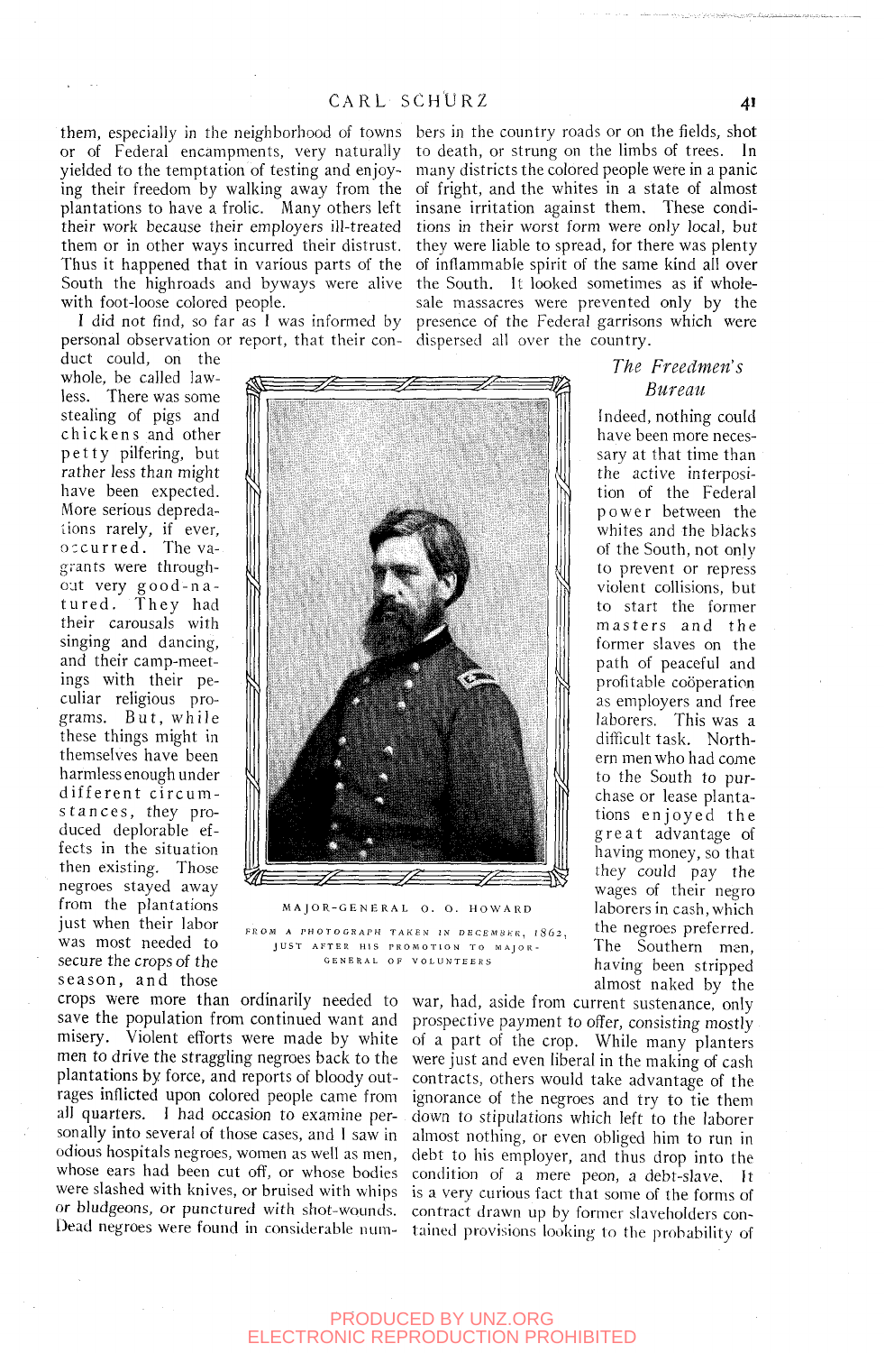them, especially in the neighborhood of towns or of Federal encampments, very naturally yielded to the temptation of testing and enjoying their freedom by walking away from the plantations to have a frolic. Many others left their work because their employers ill-treated them or in other ways incurred their distrust. Thus it happened that in various parts of the South the highroads and byways were alive with foot-loose colored people.

I did not find, so far as I was informed by personal observation or report, that their conduct could, on the whole, be called lawless. There was some stealing of pigs and chickens and other petty pilfering, but rather less than might have been expected. More serious depredations rarely, if ever, occurred. The vagrants were throughout very good-natured. They had their carousals with singing and dancing, and their camp-meetings with their peculiar religious programs. But, while these things might in themselves have been harmless enough under different circumstances, they produced deplorable effects in the situation then existing. Those negroes stayed away from the plantations just when their labor was most needed to secure the crops of the season, and those crops were more than ordinarily needed to save the population from continued want and misery. Violent efforts were made by white men to drive the straggling negroes back to the plantations by force, and reports of bloody outrages inflicted upon colored people came from all quarters. I had occasion to examine personally into several of those cases, and I saw in odious hospitals negroes, women as well as men, whose ears had been cut off, or whose bodies were slashed with knives, or bruised with whips or bludgeons, or punctured with shot-wounds. Dead negroes were found in considerable numbers in the country roads or on the fields, shot to death, or strung on the limbs of trees. In many districts the colored people were in a panic of fright, and the whites in a state of almost insane irritation against them. These conditions in their worst form were only local, but they were liable to spread, for there was plenty of inflammable spirit of the same kind all over the South. It looked sometimes as if wholesale massacres were prevented only by the presence of the Federal garrisons which were dispersed all over the country.

MAJOR-GENERAL O. O. HOWARD

FROM A PHOTOGRAPH TAKEN IN DECEMBER, 1862, JUST AFTER HIS PROMOTION TO MAJOR-GENERAL OF VOLUNTEERS

### *The Freedmen's Bureau*

Indeed, nothing could have been more necessary at that time than the active interposition of the Federal power between the whites and the blacks of the South, not only to prevent or repress violent collisions, but to start the former masters and the former slaves on the path of peaceful and profitable coöperation as employers and free laborers. This was a difficult task. Northern men who had come to the South to purchase or lease plantations enjoyed the great advantage of having money, so that they could pay the wages of their negro laborers in cash, which the negroes preferred. The Southern men, having been stripped almost naked by the war, had, aside from current sustenance, only prospective payment to offer, consisting mostly of a part of the crop. While many planters were just and even liberal in the making of cash contracts, others would take advantage of the ignorance of the negroes and try to tie them down to stipulations which left to the laborer almost nothing, or even obliged him to run in debt to his employer, and thus drop into the condition of a mere peon, a debt-slave. It is a very curious fact that some of the forms of contract drawn up by former slaveholders contained provisions looking to the probability of